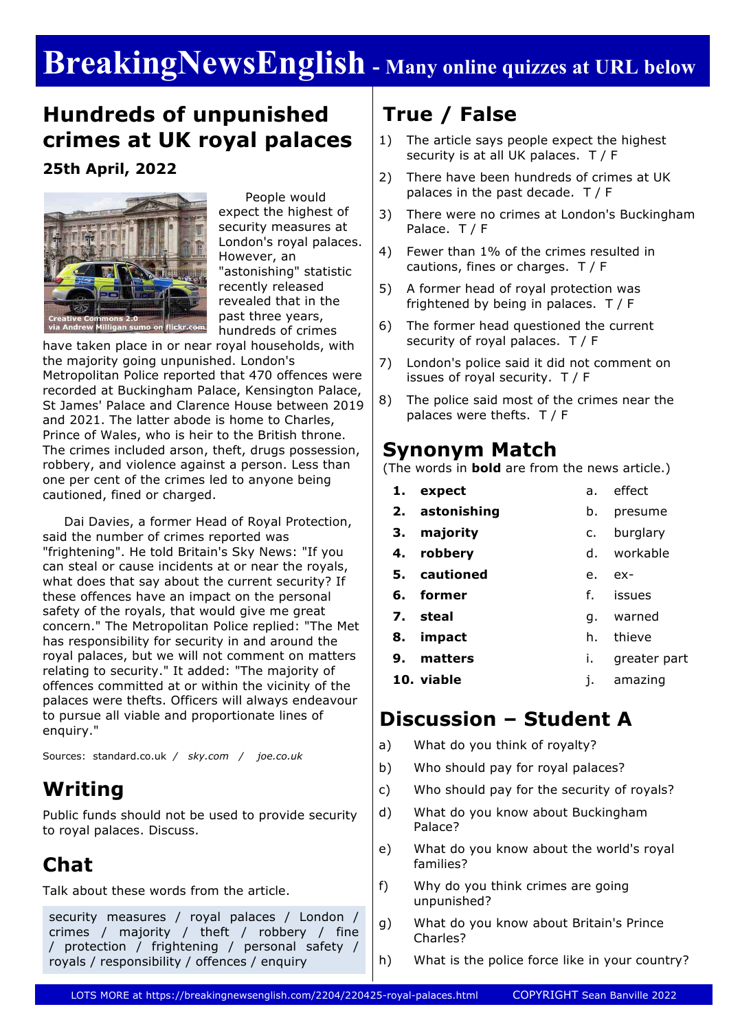# BreakingNewsEnglish - Many online quizzes at URL below

## Hundreds of unpunished crimes at UK royal palaces

**25th April, 2022**

Creative Commons 2.0 via Andrew Milligan sumo on flickr.com

People would expect the highest of security measures at London's royal palaces. However, an "astonishing" statistic recently released revealed that in the past three years, hundreds of crimes have taken place in or near royal households, with the majority going unpunished. London's Metropolitan Police reported that 470 offences were recorded at Buckingham Palace, Kensington Palace, St James' Palace and Clarence House between 2019 and 2021. The latter abode is home to Charles, Prince of Wales, who is heir to the British throne. The crimes included arson, theft, drugs possession, robbery, and violence against a person. Less than one per cent of the crimes led to anyone being cautioned, fined or charged.

Dai Davies, a former Head of Royal Protection, said the number of crimes reported was "frightening". He told Britain's Sky News: "If you can steal or cause incidents at or near the royals, what does that say about the current security? If these offences have an impact on the personal safety of the royals, that would give me great concern." The Metropolitan Police replied: "The Met has responsibility for security in and around the royal palaces, but we will not comment on matters relating to security." It added: "The majority of offences committed at or within the vicinity of the palaces were thefts. Officers will always endeavour to pursue all viable and proportionate lines of enquiry."

Sources: standard.co.uk / *sky.com* / *joe.co.uk*

## Writing

Public funds should not be used to provide security to royal palaces. Discuss.

## Chat

Talk about these words from the article.

security measures / royal palaces / London / crimes / majority / theft / robbery / fine / protection / frightening / personal safety / royals / responsibility / offences / enquiry

## True / False

1) The article says people expect the highest security is at all UK palaces. T / F
2) There have been hundreds of crimes at UK palaces in the past decade. T / F
3) There were no crimes at London's Buckingham Palace. T / F
4) Fewer than 1% of the crimes resulted in cautions, fines or charges. T / F
5) A former head of royal protection was frightened by being in palaces. T / F
6) The former head questioned the current security of royal palaces. T / F
7) London's police said it did not comment on issues of royal security. T / F
8) The police said most of the crimes near the palaces were thefts. T / F

## Synonym Match

(The words in **bold** are from the news article.)

| | | | |
|---|---|---|---|
| 1. | **expect** | a. | effect |
| 2. | **astonishing** | b. | presume |
| 3. | **majority** | c. | burglary |
| 4. | **robbery** | d. | workable |
| 5. | **cautioned** | e. | ex- |
| 6. | **former** | f. | issues |
| 7. | **steal** | g. | warned |
| 8. | **impact** | h. | thieve |
| 9. | **matters** | i. | greater part |
| 10. | **viable** | j. | amazing |

## Discussion – Student A

a) What do you think of royalty?
b) Who should pay for royal palaces?
c) Who should pay for the security of royals?
d) What do you know about Buckingham Palace?
e) What do you know about the world's royal families?
f) Why do you think crimes are going unpunished?
g) What do you know about Britain's Prince Charles?
h) What is the police force like in your country?

LOTS MORE at https://breakingnewsenglish.com/2204/220425-royal-palaces.html COPYRIGHT Sean Banville 2022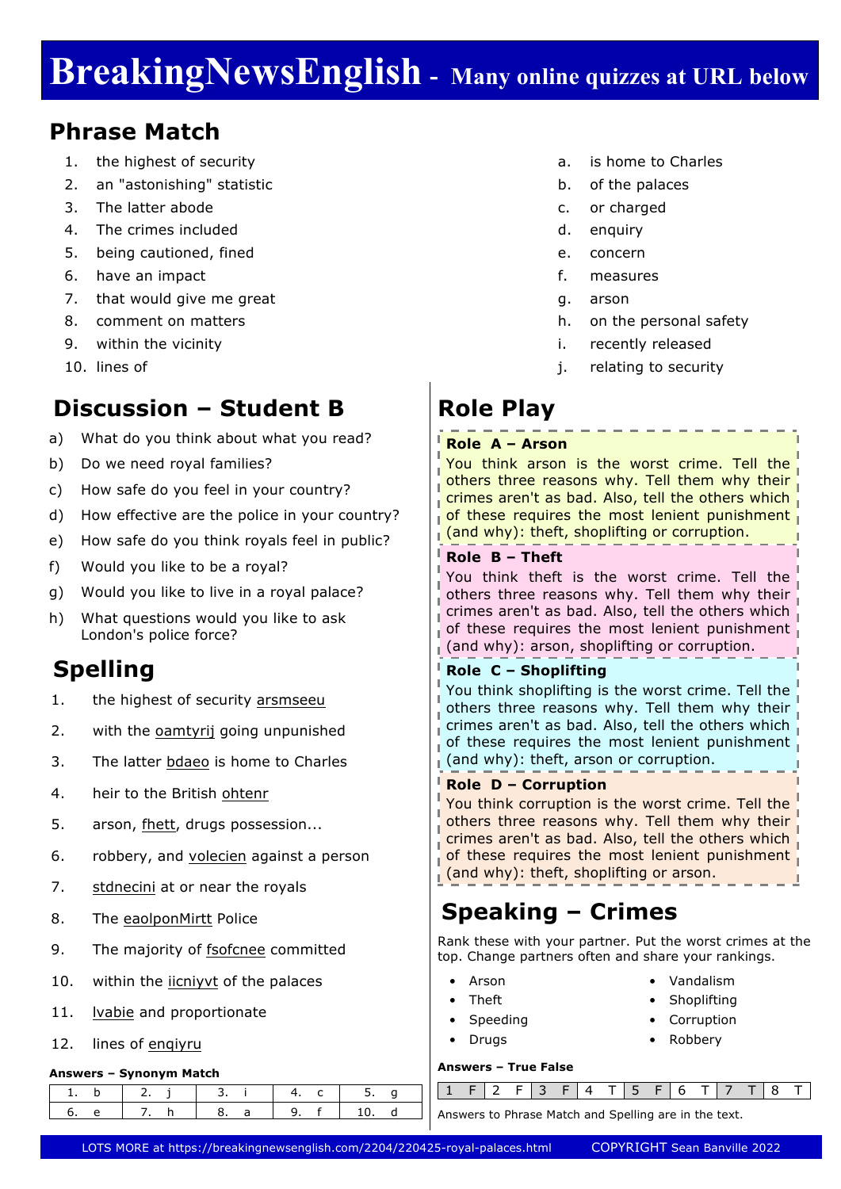## Phrase Match

1. the highest of security
2. an "astonishing" statistic
3. The latter abode
4. The crimes included
5. being cautioned, fined
6. have an impact
7. that would give me great
8. comment on matters
9. within the vicinity
10. lines of

a. is home to Charles
b. of the palaces
c. or charged
d. enquiry
e. concern
f. measures
g. arson
h. on the personal safety
i. recently released
j. relating to security

## Discussion – Student B

a) What do you think about what you read?
b) Do we need royal families?
c) How safe do you feel in your country?
d) How effective are the police in your country?
e) How safe do you think royals feel in public?
f) Would you like to be a royal?
g) Would you like to live in a royal palace?
h) What questions would you like to ask London's police force?

## Spelling

1. the highest of security arsmseeu
2. with the oamtyrij going unpunished
3. The latter bdaeo is home to Charles
4. heir to the British ohtenr
5. arson, fhett, drugs possession...
6. robbery, and volecien against a person
7. stdnecini at or near the royals
8. The eaolponMirtt Police
9. The majority of fsofcnee committed
10. within the iicniyvt of the palaces
11. lvabie and proportionate
12. lines of enqiyru

**Answers – Synonym Match**

| | | | | |
|---|---|---|---|---|
| 1. b | 2. j | 3. i | 4. c | 5. g |
| 6. e | 7. h | 8. a | 9. f | 10. d |

## Role Play

**Role A – Arson**
You think arson is the worst crime. Tell the others three reasons why. Tell them why their crimes aren't as bad. Also, tell the others which of these requires the most lenient punishment (and why): theft, shoplifting or corruption.

**Role B – Theft**
You think theft is the worst crime. Tell the others three reasons why. Tell them why their crimes aren't as bad. Also, tell the others which of these requires the most lenient punishment (and why): arson, shoplifting or corruption.

**Role C – Shoplifting**
You think shoplifting is the worst crime. Tell the others three reasons why. Tell them why their crimes aren't as bad. Also, tell the others which of these requires the most lenient punishment (and why): theft, arson or corruption.

**Role D – Corruption**
You think corruption is the worst crime. Tell the others three reasons why. Tell them why their crimes aren't as bad. Also, tell the others which of these requires the most lenient punishment (and why): theft, shoplifting or arson.

## Speaking – Crimes

Rank these with your partner. Put the worst crimes at the top. Change partners often and share your rankings.

- Arson
- Theft
- Speeding
- Drugs
- Vandalism
- Shoplifting
- Corruption
- Robbery

**Answers – True False**

| | | | | | | | | | | | | | | | |
|---|---|---|---|---|---|---|---|---|---|---|---|---|---|---|---|
| 1 | F | 2 | F | 3 | F | 4 | T | 5 | F | 6 | T | 7 | T | 8 | T |

Answers to Phrase Match and Spelling are in the text.